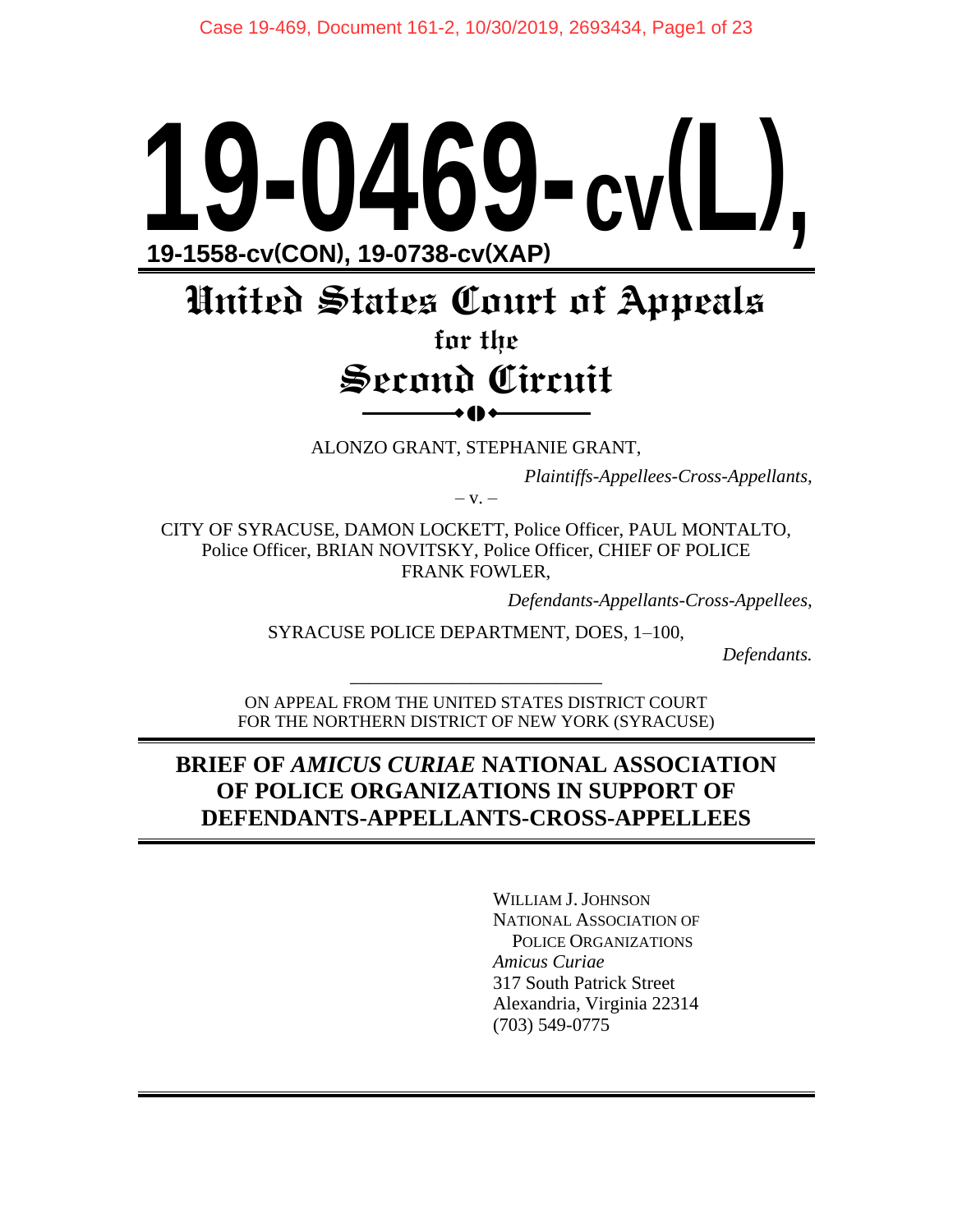# 19-0469-cv(L),

**19-1558-cv(CON), 19-0738-cv(XAP)**

# United States Court of Appeals
## for the
# Second Circuit

ALONZO GRANT, STEPHANIE GRANT,

*Plaintiffs-Appellees-Cross-Appellants,*

– v. –

CITY OF SYRACUSE, DAMON LOCKETT, Police Officer, PAUL MONTALTO, Police Officer, BRIAN NOVITSKY, Police Officer, CHIEF OF POLICE FRANK FOWLER,

*Defendants-Appellants-Cross-Appellees,*

SYRACUSE POLICE DEPARTMENT, DOES, 1–100,

*Defendants.*

---

ON APPEAL FROM THE UNITED STATES DISTRICT COURT FOR THE NORTHERN DISTRICT OF NEW YORK (SYRACUSE)

**BRIEF OF *AMICUS CURIAE* NATIONAL ASSOCIATION OF POLICE ORGANIZATIONS IN SUPPORT OF DEFENDANTS-APPELLANTS-CROSS-APPELLEES**

WILLIAM J. JOHNSON
NATIONAL ASSOCIATION OF POLICE ORGANIZATIONS
*Amicus Curiae*
317 South Patrick Street
Alexandria, Virginia 22314
(703) 549-0775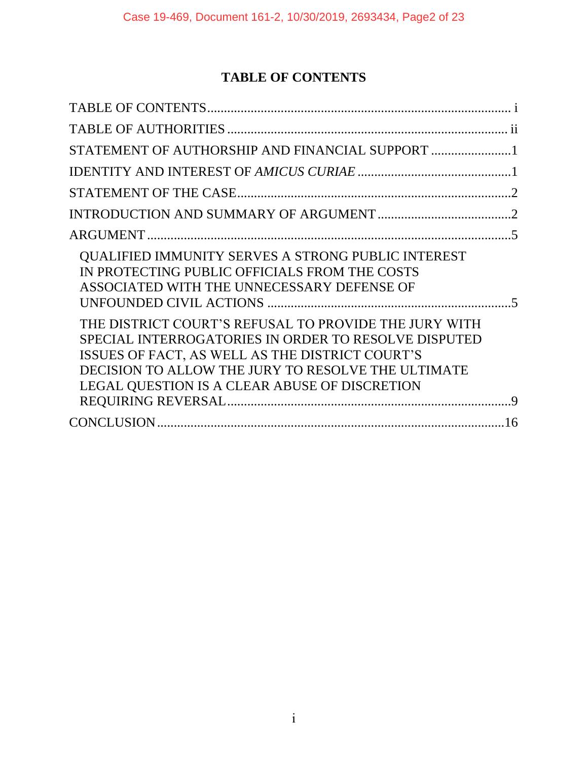# TABLE OF CONTENTS

TABLE OF CONTENTS .......................................................................................... i

TABLE OF AUTHORITIES .................................................................................. ii

STATEMENT OF AUTHORSHIP AND FINANCIAL SUPPORT ........................1

IDENTITY AND INTEREST OF *AMICUS CURIAE* ..............................................1

STATEMENT OF THE CASE..................................................................................2

INTRODUCTION AND SUMMARY OF ARGUMENT ........................................2

ARGUMENT ............................................................................................................5

QUALIFIED IMMUNITY SERVES A STRONG PUBLIC INTEREST IN PROTECTING PUBLIC OFFICIALS FROM THE COSTS ASSOCIATED WITH THE UNNECESSARY DEFENSE OF UNFOUNDED CIVIL ACTIONS ........................................................................5

THE DISTRICT COURT'S REFUSAL TO PROVIDE THE JURY WITH SPECIAL INTERROGATORIES IN ORDER TO RESOLVE DISPUTED ISSUES OF FACT, AS WELL AS THE DISTRICT COURT'S DECISION TO ALLOW THE JURY TO RESOLVE THE ULTIMATE LEGAL QUESTION IS A CLEAR ABUSE OF DISCRETION REQUIRING REVERSAL.....................................................................................9

CONCLUSION.........................................................................................................16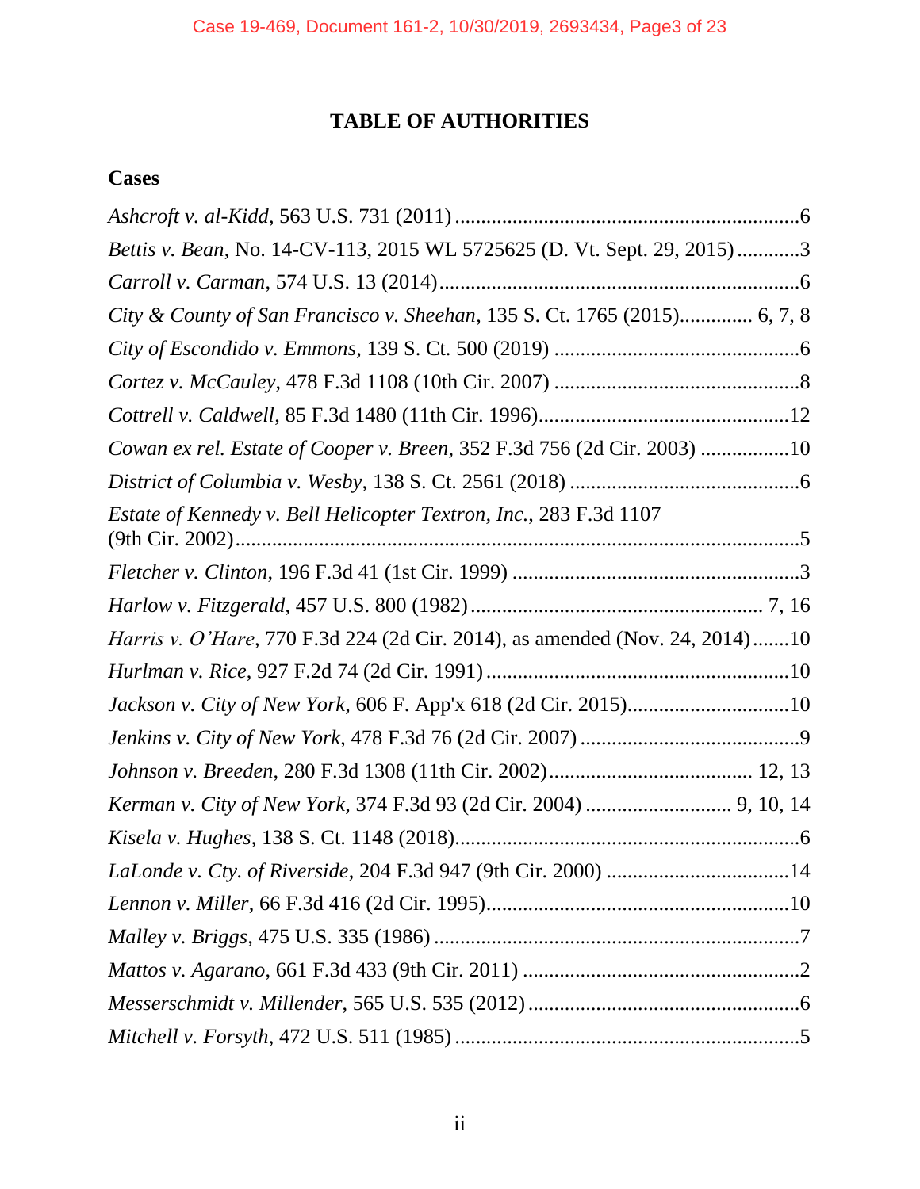# TABLE OF AUTHORITIES

## Cases

*Ashcroft v. al-Kidd*, 563 U.S. 731 (2011) ..................................................................6

*Bettis v. Bean*, No. 14-CV-113, 2015 WL 5725625 (D. Vt. Sept. 29, 2015) ............3

*Carroll v. Carman*, 574 U.S. 13 (2014) ....................................................................6

*City & County of San Francisco v. Sheehan*, 135 S. Ct. 1765 (2015).............. 6, 7, 8

*City of Escondido v. Emmons*, 139 S. Ct. 500 (2019) ...............................................6

*Cortez v. McCauley*, 478 F.3d 1108 (10th Cir. 2007) ...............................................8

*Cottrell v. Caldwell*, 85 F.3d 1480 (11th Cir. 1996)................................................12

*Cowan ex rel. Estate of Cooper v. Breen*, 352 F.3d 756 (2d Cir. 2003) .................10

*District of Columbia v. Wesby*, 138 S. Ct. 2561 (2018) ............................................6

*Estate of Kennedy v. Bell Helicopter Textron, Inc.*, 283 F.3d 1107 (9th Cir. 2002)...........................................................................................................5

*Fletcher v. Clinton*, 196 F.3d 41 (1st Cir. 1999) .......................................................3

*Harlow v. Fitzgerald*, 457 U.S. 800 (1982)........................................................ 7, 16

*Harris v. O'Hare*, 770 F.3d 224 (2d Cir. 2014), as amended (Nov. 24, 2014).......10

*Hurlman v. Rice*, 927 F.2d 74 (2d Cir. 1991) ..........................................................10

*Jackson v. City of New York*, 606 F. App'x 618 (2d Cir. 2015)...............................10

*Jenkins v. City of New York*, 478 F.3d 76 (2d Cir. 2007) ..........................................9

*Johnson v. Breeden*, 280 F.3d 1308 (11th Cir. 2002)....................................... 12, 13

*Kerman v. City of New York*, 374 F.3d 93 (2d Cir. 2004) ............................ 9, 10, 14

*Kisela v. Hughes*, 138 S. Ct. 1148 (2018)..................................................................6

*LaLonde v. Cty. of Riverside*, 204 F.3d 947 (9th Cir. 2000) ...................................14

*Lennon v. Miller*, 66 F.3d 416 (2d Cir. 1995)..........................................................10

*Malley v. Briggs*, 475 U.S. 335 (1986) ......................................................................7

*Mattos v. Agarano*, 661 F.3d 433 (9th Cir. 2011) .....................................................2

*Messerschmidt v. Millender*, 565 U.S. 535 (2012) ....................................................6

*Mitchell v. Forsyth*, 472 U.S. 511 (1985) .................................................................5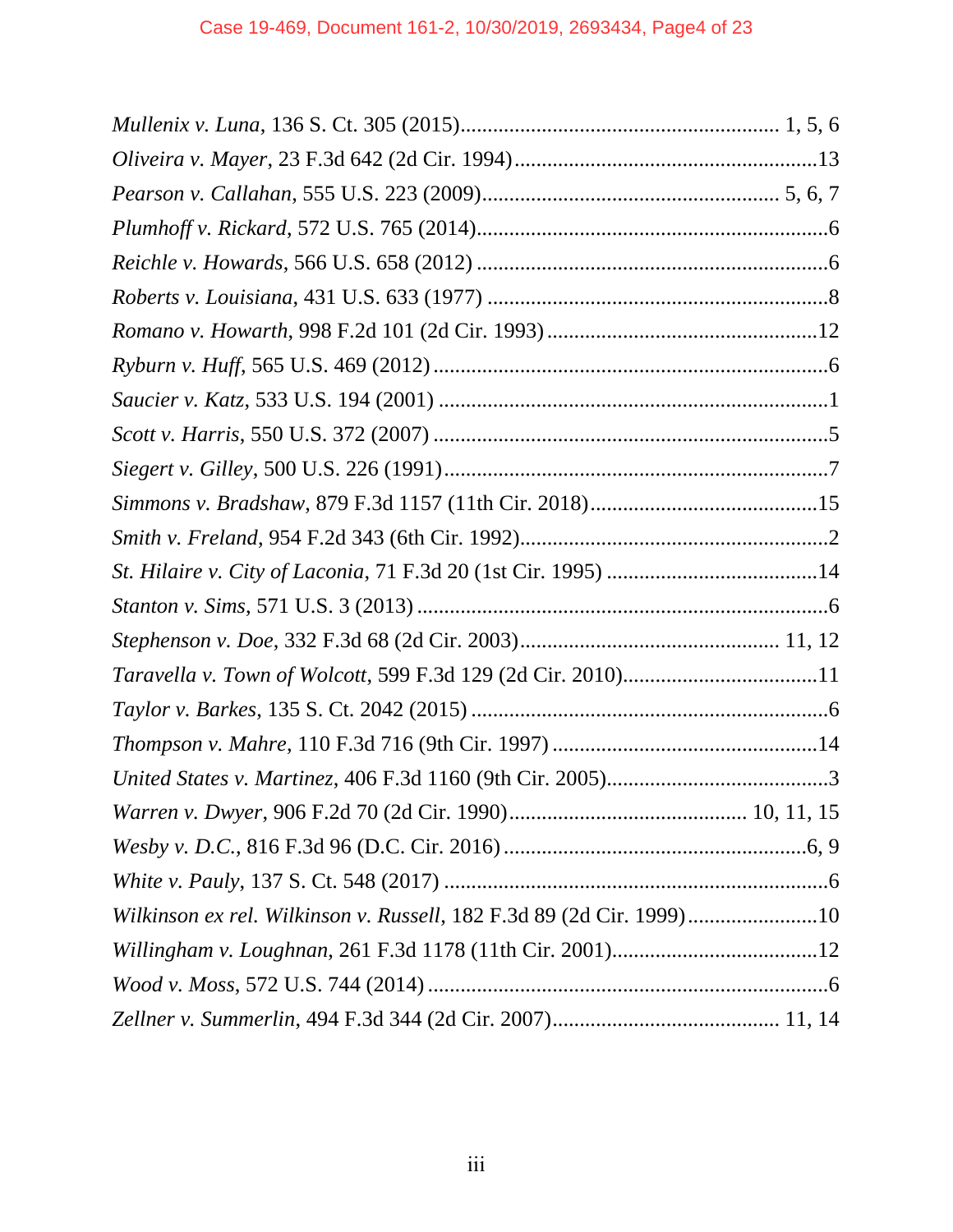*Mullenix v. Luna*, 136 S. Ct. 305 (2015)........................................................ 1, 5, 6

*Oliveira v. Mayer*, 23 F.3d 642 (2d Cir. 1994).......................................................13

*Pearson v. Callahan*, 555 U.S. 223 (2009)..................................................... 5, 6, 7

*Plumhoff v. Rickard*, 572 U.S. 765 (2014)................................................................6

*Reichle v. Howards*, 566 U.S. 658 (2012) ................................................................6

*Roberts v. Louisiana*, 431 U.S. 633 (1977) ...............................................................8

*Romano v. Howarth*, 998 F.2d 101 (2d Cir. 1993) ..................................................12

*Ryburn v. Huff*, 565 U.S. 469 (2012) ........................................................................6

*Saucier v. Katz*, 533 U.S. 194 (2001) ........................................................................1

*Scott v. Harris*, 550 U.S. 372 (2007) .........................................................................5

*Siegert v. Gilley*, 500 U.S. 226 (1991).......................................................................7

*Simmons v. Bradshaw*, 879 F.3d 1157 (11th Cir. 2018)..........................................15

*Smith v. Freland*, 954 F.2d 343 (6th Cir. 1992).........................................................2

*St. Hilaire v. City of Laconia*, 71 F.3d 20 (1st Cir. 1995) ......................................14

*Stanton v. Sims*, 571 U.S. 3 (2013) ...........................................................................6

*Stephenson v. Doe*, 332 F.3d 68 (2d Cir. 2003)............................................... 11, 12

*Taravella v. Town of Wolcott*, 599 F.3d 129 (2d Cir. 2010)...................................11

*Taylor v. Barkes*, 135 S. Ct. 2042 (2015) ..................................................................6

*Thompson v. Mahre*, 110 F.3d 716 (9th Cir. 1997) ................................................14

*United States v. Martinez*, 406 F.3d 1160 (9th Cir. 2005).........................................3

*Warren v. Dwyer*, 906 F.2d 70 (2d Cir. 1990)........................................... 10, 11, 15

*Wesby v. D.C.*, 816 F.3d 96 (D.C. Cir. 2016) ........................................................6, 9

*White v. Pauly*, 137 S. Ct. 548 (2017) .......................................................................6

*Wilkinson ex rel. Wilkinson v. Russell*, 182 F.3d 89 (2d Cir. 1999)........................10

*Willingham v. Loughnan*, 261 F.3d 1178 (11th Cir. 2001)......................................12

*Wood v. Moss*, 572 U.S. 744 (2014) ..........................................................................6

*Zellner v. Summerlin*, 494 F.3d 344 (2d Cir. 2007).......................................... 11, 14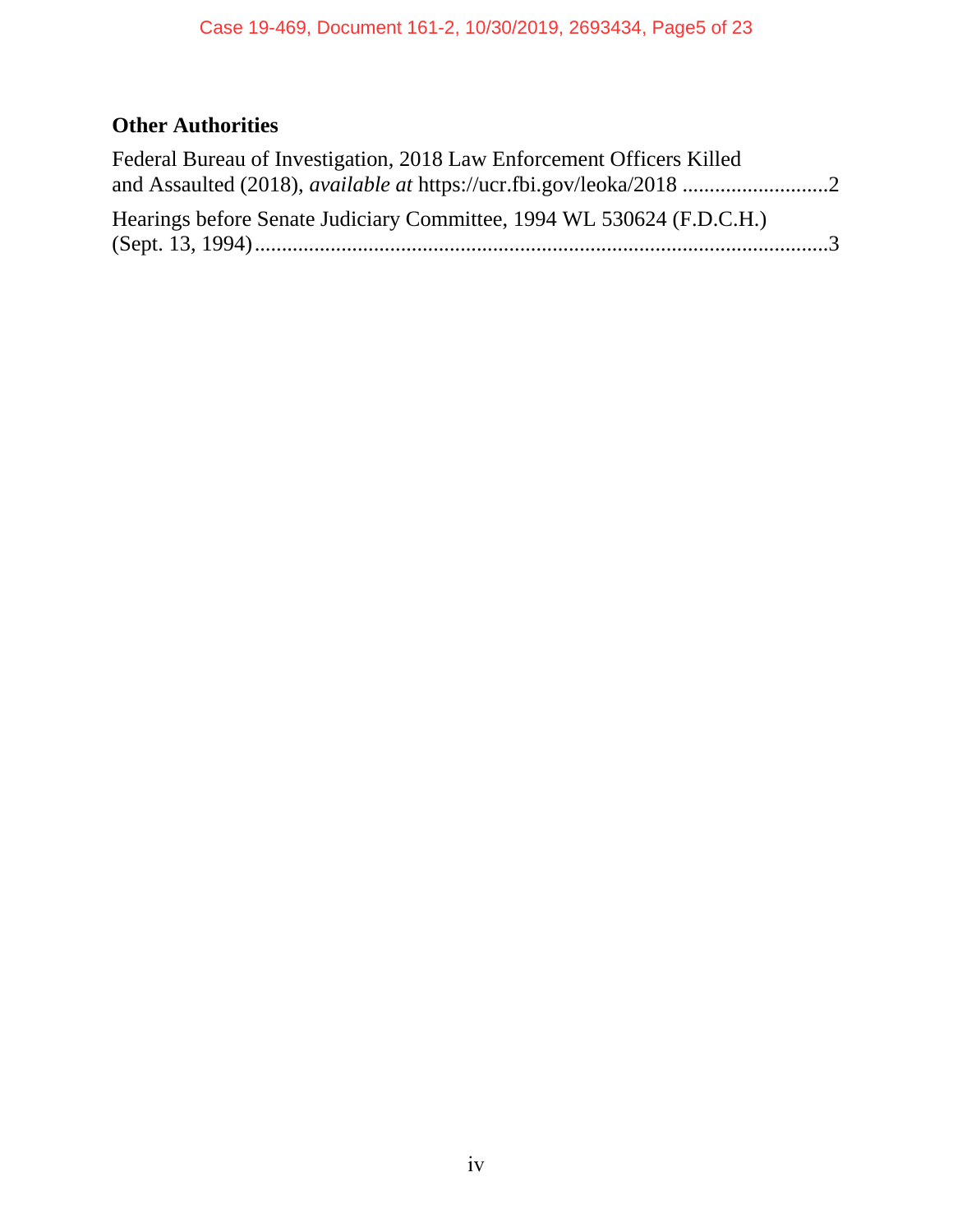### Other Authorities

Federal Bureau of Investigation, 2018 Law Enforcement Officers Killed and Assaulted (2018), *available at* https://ucr.fbi.gov/leoka/2018 ..........................2

Hearings before Senate Judiciary Committee, 1994 WL 530624 (F.D.C.H.) (Sept. 13, 1994).........................................................................................................3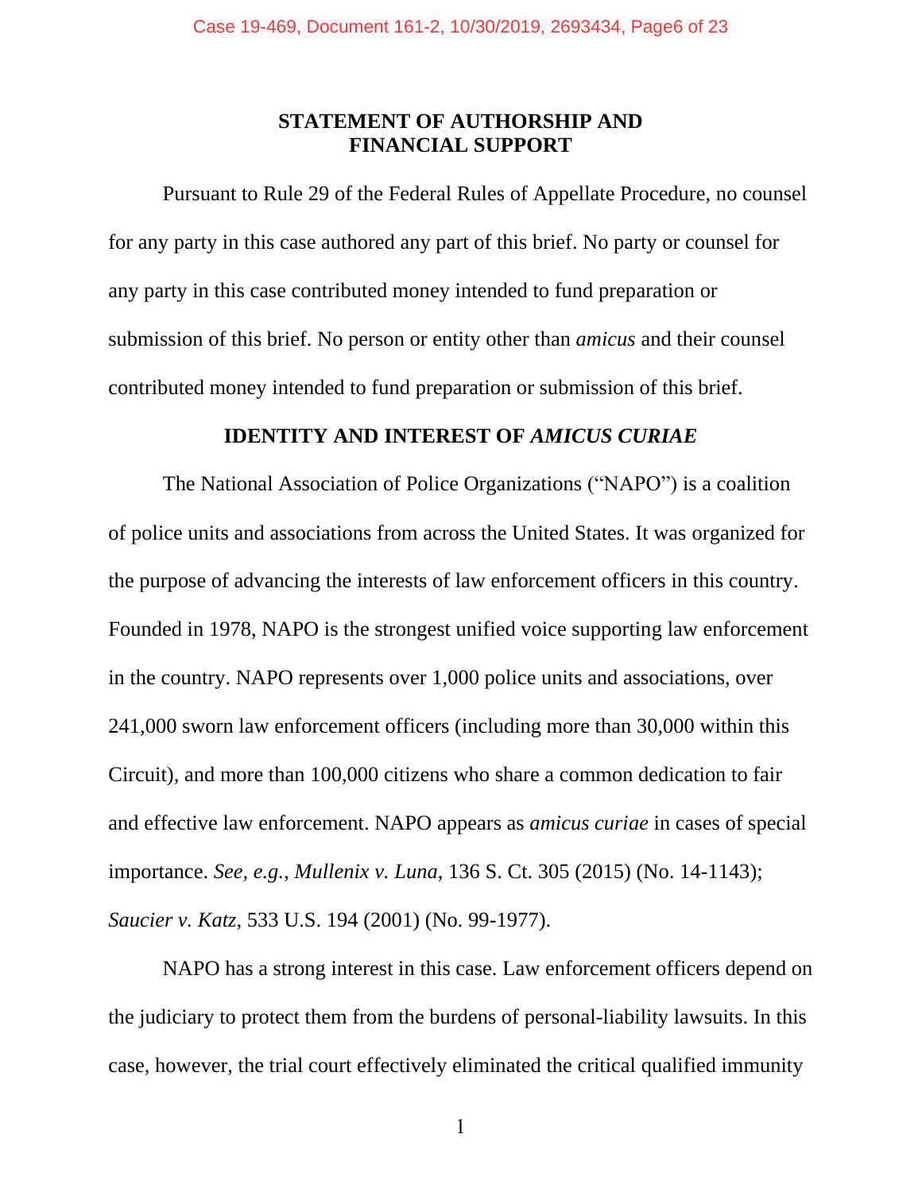## STATEMENT OF AUTHORSHIP AND FINANCIAL SUPPORT

Pursuant to Rule 29 of the Federal Rules of Appellate Procedure, no counsel for any party in this case authored any part of this brief. No party or counsel for any party in this case contributed money intended to fund preparation or submission of this brief. No person or entity other than *amicus* and their counsel contributed money intended to fund preparation or submission of this brief.

## IDENTITY AND INTEREST OF *AMICUS CURIAE*

The National Association of Police Organizations ("NAPO") is a coalition of police units and associations from across the United States. It was organized for the purpose of advancing the interests of law enforcement officers in this country. Founded in 1978, NAPO is the strongest unified voice supporting law enforcement in the country. NAPO represents over 1,000 police units and associations, over 241,000 sworn law enforcement officers (including more than 30,000 within this Circuit), and more than 100,000 citizens who share a common dedication to fair and effective law enforcement. NAPO appears as *amicus curiae* in cases of special importance. *See, e.g.*, *Mullenix v. Luna*, 136 S. Ct. 305 (2015) (No. 14-1143); *Saucier v. Katz*, 533 U.S. 194 (2001) (No. 99-1977).

NAPO has a strong interest in this case. Law enforcement officers depend on the judiciary to protect them from the burdens of personal-liability lawsuits. In this case, however, the trial court effectively eliminated the critical qualified immunity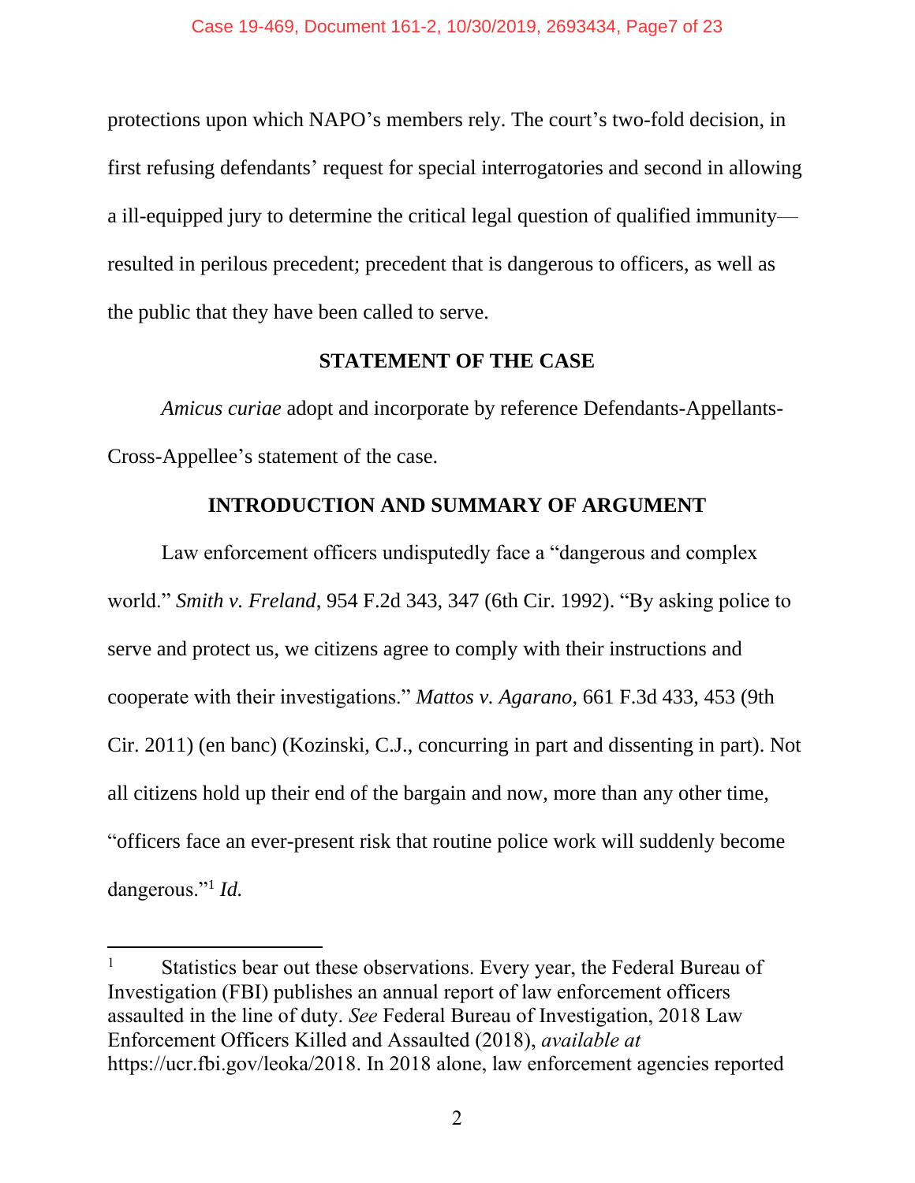protections upon which NAPO's members rely. The court's two-fold decision, in first refusing defendants' request for special interrogatories and second in allowing a ill-equipped jury to determine the critical legal question of qualified immunity—resulted in perilous precedent; precedent that is dangerous to officers, as well as the public that they have been called to serve.

## STATEMENT OF THE CASE

*Amicus curiae* adopt and incorporate by reference Defendants-Appellants-Cross-Appellee's statement of the case.

## INTRODUCTION AND SUMMARY OF ARGUMENT

Law enforcement officers undisputedly face a "dangerous and complex world." *Smith v. Freland*, 954 F.2d 343, 347 (6th Cir. 1992). "By asking police to serve and protect us, we citizens agree to comply with their instructions and cooperate with their investigations." *Mattos v. Agarano*, 661 F.3d 433, 453 (9th Cir. 2011) (en banc) (Kozinski, C.J., concurring in part and dissenting in part). Not all citizens hold up their end of the bargain and now, more than any other time, "officers face an ever-present risk that routine police work will suddenly become dangerous."[1] *Id.*

---

[1] Statistics bear out these observations. Every year, the Federal Bureau of Investigation (FBI) publishes an annual report of law enforcement officers assaulted in the line of duty. *See* Federal Bureau of Investigation, 2018 Law Enforcement Officers Killed and Assaulted (2018), *available at* https://ucr.fbi.gov/leoka/2018. In 2018 alone, law enforcement agencies reported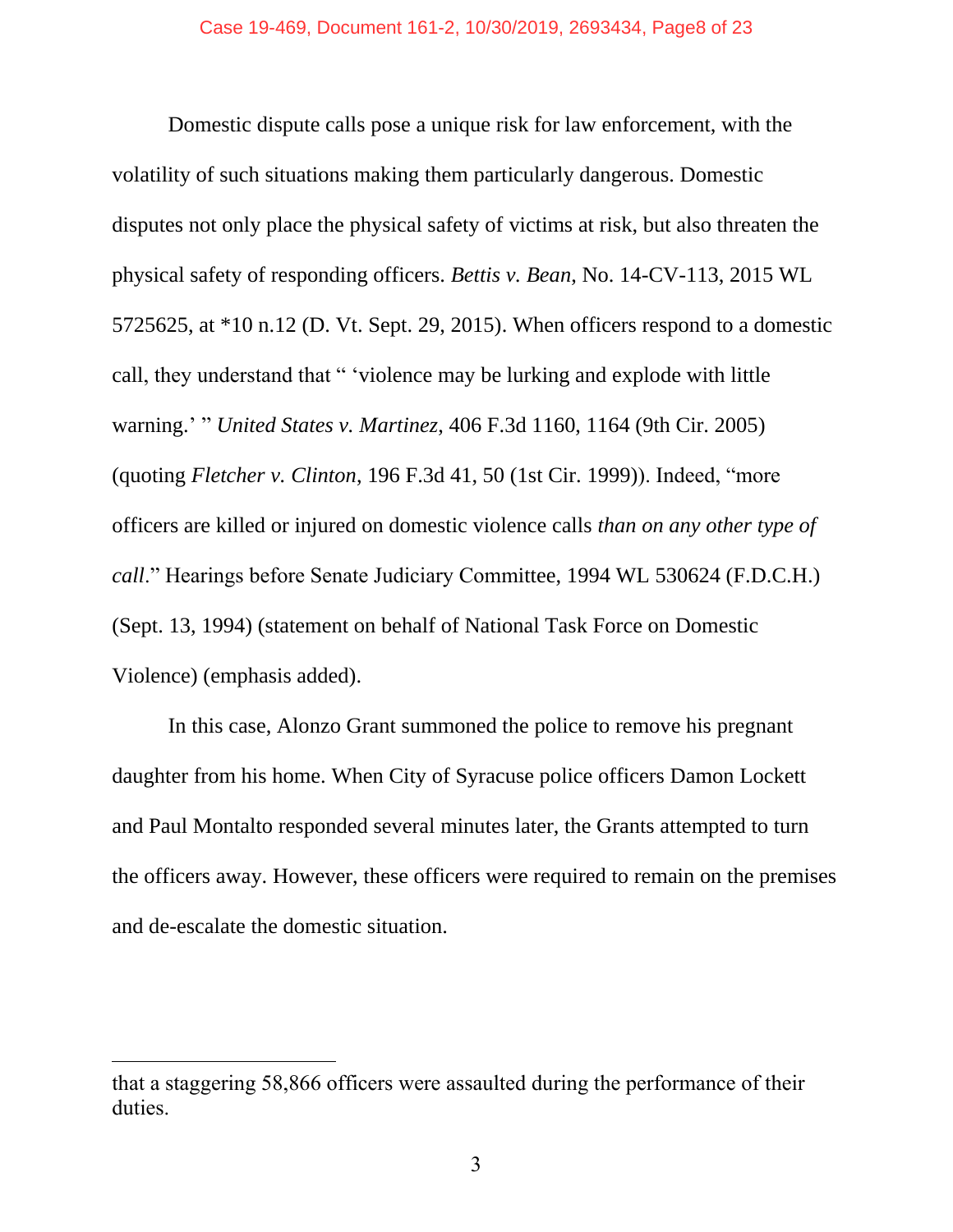Domestic dispute calls pose a unique risk for law enforcement, with the volatility of such situations making them particularly dangerous. Domestic disputes not only place the physical safety of victims at risk, but also threaten the physical safety of responding officers. *Bettis v. Bean,* No. 14-CV-113, 2015 WL 5725625, at *10 n.12 (D. Vt. Sept. 29, 2015). When officers respond to a domestic call, they understand that " 'violence may be lurking and explode with little warning.' " *United States v. Martinez*, 406 F.3d 1160, 1164 (9th Cir. 2005) (quoting *Fletcher v. Clinton*, 196 F.3d 41, 50 (1st Cir. 1999)). Indeed, "more officers are killed or injured on domestic violence calls *than on any other type of call*." Hearings before Senate Judiciary Committee, 1994 WL 530624 (F.D.C.H.) (Sept. 13, 1994) (statement on behalf of National Task Force on Domestic Violence) (emphasis added).

In this case, Alonzo Grant summoned the police to remove his pregnant daughter from his home. When City of Syracuse police officers Damon Lockett and Paul Montalto responded several minutes later, the Grants attempted to turn the officers away. However, these officers were required to remain on the premises and de-escalate the domestic situation.

---

that a staggering 58,866 officers were assaulted during the performance of their duties.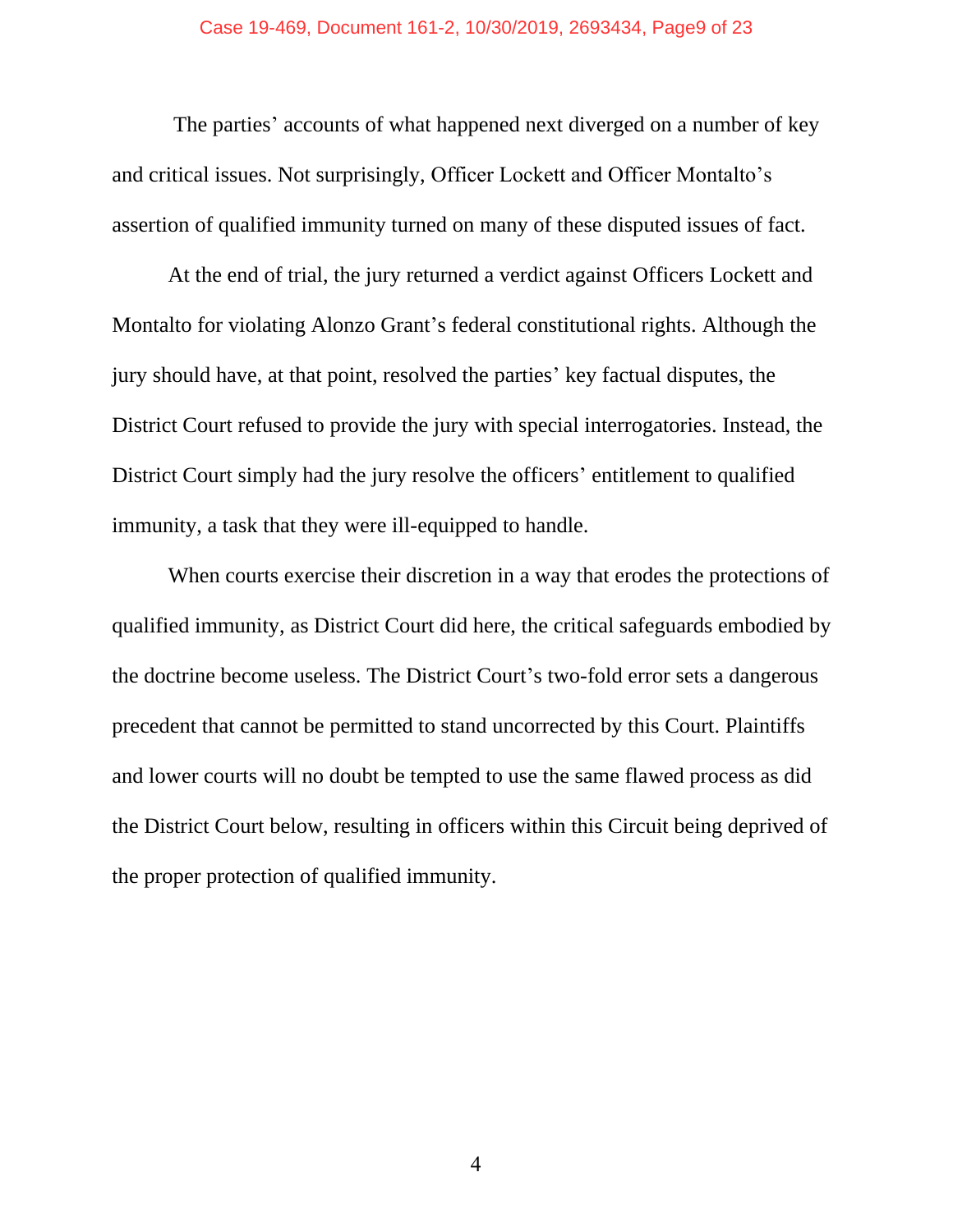The parties' accounts of what happened next diverged on a number of key and critical issues. Not surprisingly, Officer Lockett and Officer Montalto's assertion of qualified immunity turned on many of these disputed issues of fact.

At the end of trial, the jury returned a verdict against Officers Lockett and Montalto for violating Alonzo Grant's federal constitutional rights. Although the jury should have, at that point, resolved the parties' key factual disputes, the District Court refused to provide the jury with special interrogatories. Instead, the District Court simply had the jury resolve the officers' entitlement to qualified immunity, a task that they were ill-equipped to handle.

When courts exercise their discretion in a way that erodes the protections of qualified immunity, as District Court did here, the critical safeguards embodied by the doctrine become useless. The District Court's two-fold error sets a dangerous precedent that cannot be permitted to stand uncorrected by this Court. Plaintiffs and lower courts will no doubt be tempted to use the same flawed process as did the District Court below, resulting in officers within this Circuit being deprived of the proper protection of qualified immunity.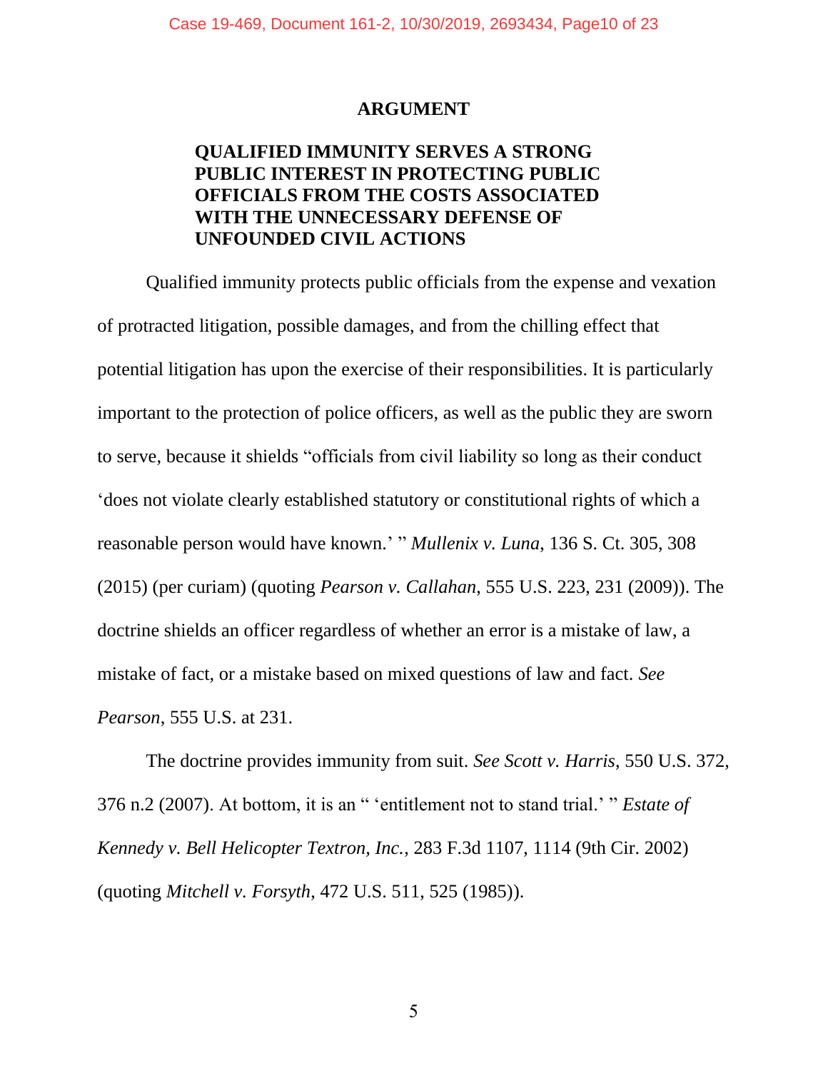## ARGUMENT

### QUALIFIED IMMUNITY SERVES A STRONG PUBLIC INTEREST IN PROTECTING PUBLIC OFFICIALS FROM THE COSTS ASSOCIATED WITH THE UNNECESSARY DEFENSE OF UNFOUNDED CIVIL ACTIONS

Qualified immunity protects public officials from the expense and vexation of protracted litigation, possible damages, and from the chilling effect that potential litigation has upon the exercise of their responsibilities. It is particularly important to the protection of police officers, as well as the public they are sworn to serve, because it shields "officials from civil liability so long as their conduct 'does not violate clearly established statutory or constitutional rights of which a reasonable person would have known.' " *Mullenix v. Luna*, 136 S. Ct. 305, 308 (2015) (per curiam) (quoting *Pearson v. Callahan*, 555 U.S. 223, 231 (2009)). The doctrine shields an officer regardless of whether an error is a mistake of law, a mistake of fact, or a mistake based on mixed questions of law and fact. *See Pearson*, 555 U.S. at 231.

The doctrine provides immunity from suit. *See Scott v. Harris*, 550 U.S. 372, 376 n.2 (2007). At bottom, it is an " 'entitlement not to stand trial.' " *Estate of Kennedy v. Bell Helicopter Textron, Inc.*, 283 F.3d 1107, 1114 (9th Cir. 2002) (quoting *Mitchell v. Forsyth*, 472 U.S. 511, 525 (1985)).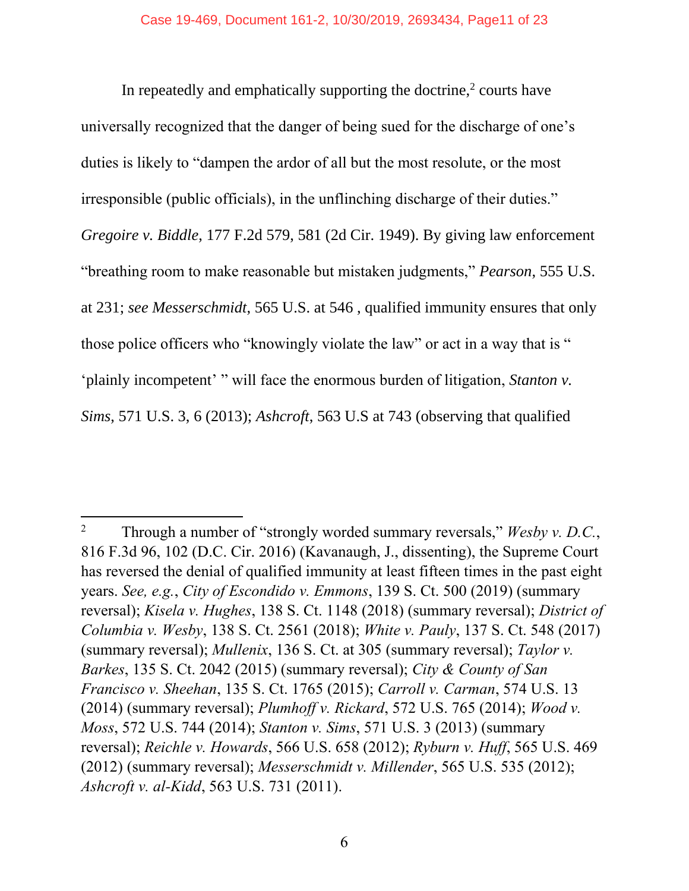In repeatedly and emphatically supporting the doctrine,[2] courts have universally recognized that the danger of being sued for the discharge of one's duties is likely to "dampen the ardor of all but the most resolute, or the most irresponsible (public officials), in the unflinching discharge of their duties." *Gregoire v. Biddle*, 177 F.2d 579, 581 (2d Cir. 1949). By giving law enforcement "breathing room to make reasonable but mistaken judgments," *Pearson*, 555 U.S. at 231; *see Messerschmidt*, 565 U.S. at 546 , qualified immunity ensures that only those police officers who "knowingly violate the law" or act in a way that is " 'plainly incompetent' " will face the enormous burden of litigation, *Stanton v. Sims*, 571 U.S. 3, 6 (2013); *Ashcroft*, 563 U.S at 743 (observing that qualified

---

[2] Through a number of "strongly worded summary reversals," *Wesby v. D.C.*, 816 F.3d 96, 102 (D.C. Cir. 2016) (Kavanaugh, J., dissenting), the Supreme Court has reversed the denial of qualified immunity at least fifteen times in the past eight years. *See, e.g.*, *City of Escondido v. Emmons*, 139 S. Ct. 500 (2019) (summary reversal); *Kisela v. Hughes*, 138 S. Ct. 1148 (2018) (summary reversal); *District of Columbia v. Wesby*, 138 S. Ct. 2561 (2018); *White v. Pauly*, 137 S. Ct. 548 (2017) (summary reversal); *Mullenix*, 136 S. Ct. at 305 (summary reversal); *Taylor v. Barkes*, 135 S. Ct. 2042 (2015) (summary reversal); *City & County of San Francisco v. Sheehan*, 135 S. Ct. 1765 (2015); *Carroll v. Carman*, 574 U.S. 13 (2014) (summary reversal); *Plumhoff v. Rickard*, 572 U.S. 765 (2014); *Wood v. Moss*, 572 U.S. 744 (2014); *Stanton v. Sims*, 571 U.S. 3 (2013) (summary reversal); *Reichle v. Howards*, 566 U.S. 658 (2012); *Ryburn v. Huff*, 565 U.S. 469 (2012) (summary reversal); *Messerschmidt v. Millender*, 565 U.S. 535 (2012); *Ashcroft v. al-Kidd*, 563 U.S. 731 (2011).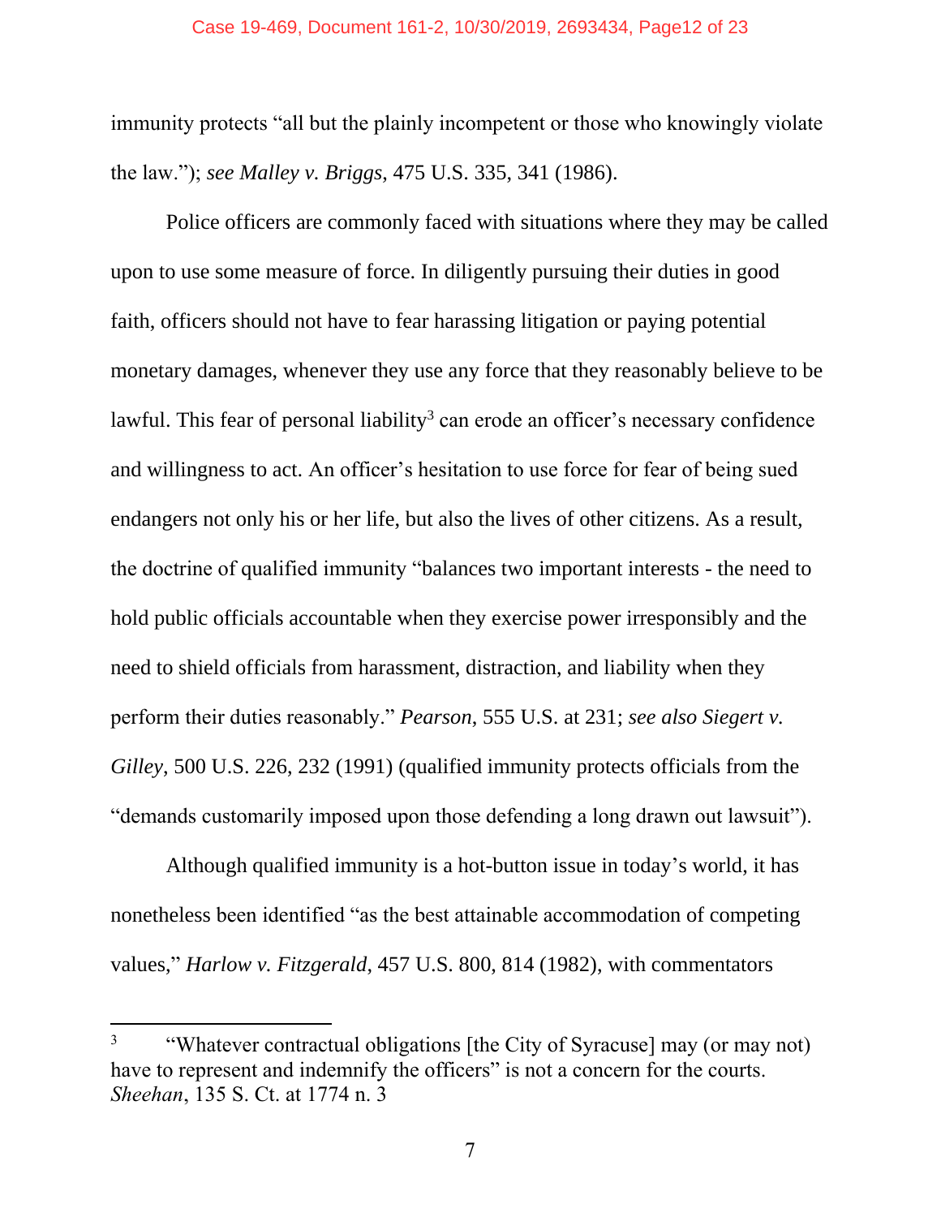immunity protects "all but the plainly incompetent or those who knowingly violate the law."); *see Malley v. Briggs*, 475 U.S. 335, 341 (1986).

Police officers are commonly faced with situations where they may be called upon to use some measure of force. In diligently pursuing their duties in good faith, officers should not have to fear harassing litigation or paying potential monetary damages, whenever they use any force that they reasonably believe to be lawful. This fear of personal liability[3] can erode an officer's necessary confidence and willingness to act. An officer's hesitation to use force for fear of being sued endangers not only his or her life, but also the lives of other citizens. As a result, the doctrine of qualified immunity "balances two important interests - the need to hold public officials accountable when they exercise power irresponsibly and the need to shield officials from harassment, distraction, and liability when they perform their duties reasonably." *Pearson*, 555 U.S. at 231; *see also Siegert v. Gilley*, 500 U.S. 226, 232 (1991) (qualified immunity protects officials from the "demands customarily imposed upon those defending a long drawn out lawsuit").

Although qualified immunity is a hot-button issue in today's world, it has nonetheless been identified "as the best attainable accommodation of competing values," *Harlow v. Fitzgerald*, 457 U.S. 800, 814 (1982), with commentators

---

[3] "Whatever contractual obligations [the City of Syracuse] may (or may not) have to represent and indemnify the officers" is not a concern for the courts. *Sheehan*, 135 S. Ct. at 1774 n. 3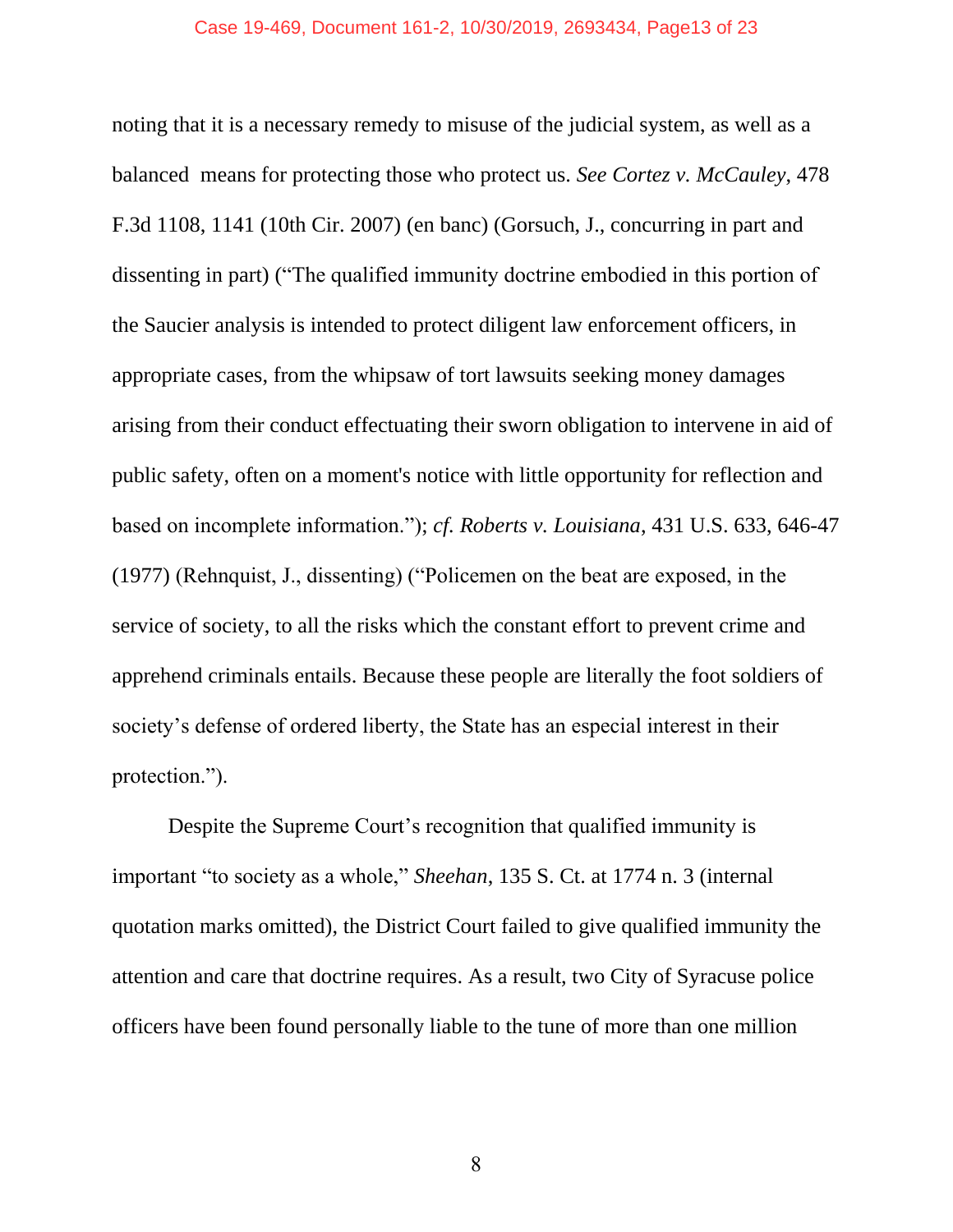noting that it is a necessary remedy to misuse of the judicial system, as well as a balanced means for protecting those who protect us. *See Cortez v. McCauley*, 478 F.3d 1108, 1141 (10th Cir. 2007) (en banc) (Gorsuch, J., concurring in part and dissenting in part) ("The qualified immunity doctrine embodied in this portion of the Saucier analysis is intended to protect diligent law enforcement officers, in appropriate cases, from the whipsaw of tort lawsuits seeking money damages arising from their conduct effectuating their sworn obligation to intervene in aid of public safety, often on a moment's notice with little opportunity for reflection and based on incomplete information."); *cf. Roberts v. Louisiana*, 431 U.S. 633, 646-47 (1977) (Rehnquist, J., dissenting) ("Policemen on the beat are exposed, in the service of society, to all the risks which the constant effort to prevent crime and apprehend criminals entails. Because these people are literally the foot soldiers of society's defense of ordered liberty, the State has an especial interest in their protection.").

Despite the Supreme Court's recognition that qualified immunity is important "to society as a whole," *Sheehan*, 135 S. Ct. at 1774 n. 3 (internal quotation marks omitted), the District Court failed to give qualified immunity the attention and care that doctrine requires. As a result, two City of Syracuse police officers have been found personally liable to the tune of more than one million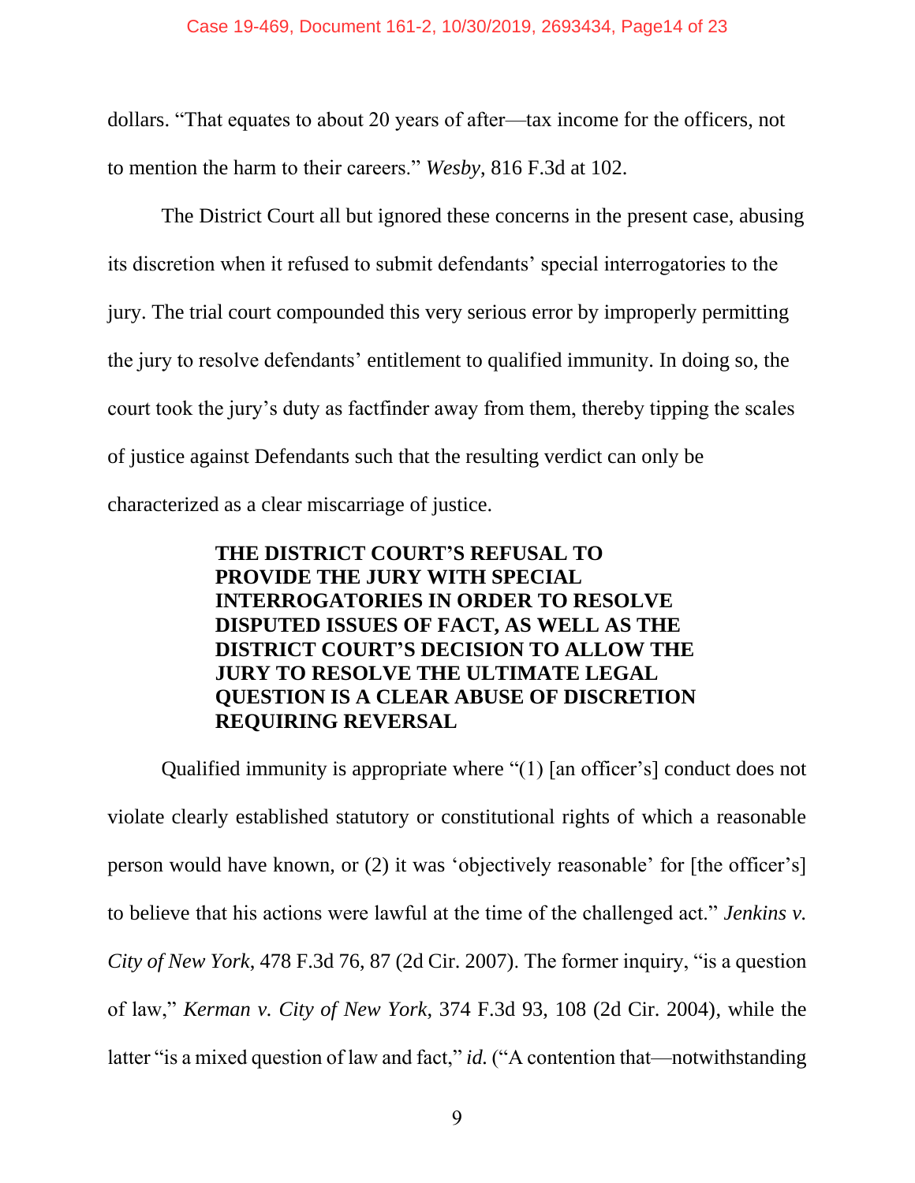dollars. "That equates to about 20 years of after—tax income for the officers, not to mention the harm to their careers." *Wesby*, 816 F.3d at 102.

The District Court all but ignored these concerns in the present case, abusing its discretion when it refused to submit defendants' special interrogatories to the jury. The trial court compounded this very serious error by improperly permitting the jury to resolve defendants' entitlement to qualified immunity. In doing so, the court took the jury's duty as factfinder away from them, thereby tipping the scales of justice against Defendants such that the resulting verdict can only be characterized as a clear miscarriage of justice.

**THE DISTRICT COURT'S REFUSAL TO PROVIDE THE JURY WITH SPECIAL INTERROGATORIES IN ORDER TO RESOLVE DISPUTED ISSUES OF FACT, AS WELL AS THE DISTRICT COURT'S DECISION TO ALLOW THE JURY TO RESOLVE THE ULTIMATE LEGAL QUESTION IS A CLEAR ABUSE OF DISCRETION REQUIRING REVERSAL**

Qualified immunity is appropriate where "(1) [an officer's] conduct does not violate clearly established statutory or constitutional rights of which a reasonable person would have known, or (2) it was 'objectively reasonable' for [the officer's] to believe that his actions were lawful at the time of the challenged act." *Jenkins v. City of New York*, 478 F.3d 76, 87 (2d Cir. 2007). The former inquiry, "is a question of law," *Kerman v. City of New York*, 374 F.3d 93, 108 (2d Cir. 2004), while the latter "is a mixed question of law and fact," *id.* ("A contention that—notwithstanding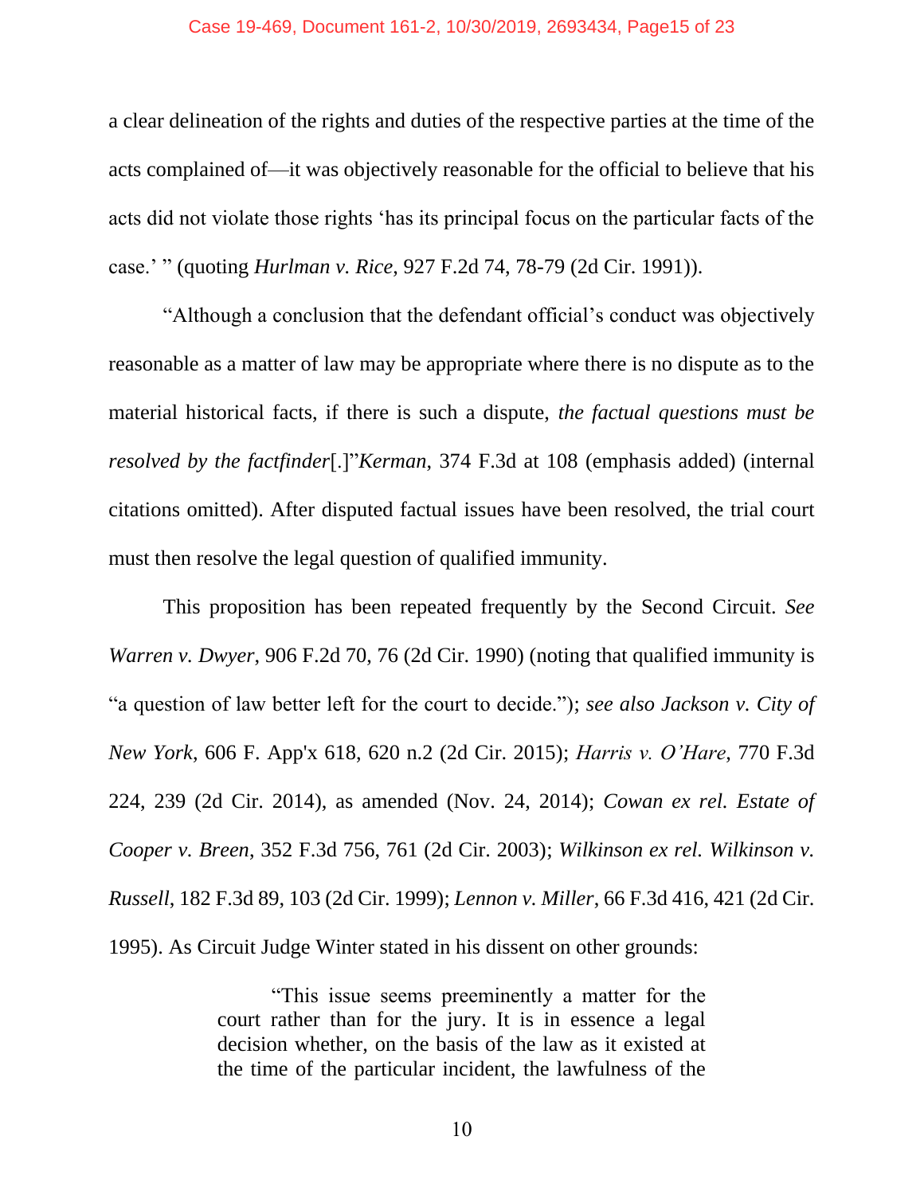a clear delineation of the rights and duties of the respective parties at the time of the acts complained of—it was objectively reasonable for the official to believe that his acts did not violate those rights 'has its principal focus on the particular facts of the case.' " (quoting *Hurlman v. Rice*, 927 F.2d 74, 78-79 (2d Cir. 1991)).

"Although a conclusion that the defendant official's conduct was objectively reasonable as a matter of law may be appropriate where there is no dispute as to the material historical facts, if there is such a dispute, *the factual questions must be resolved by the factfinder*[.]"*Kerman*, 374 F.3d at 108 (emphasis added) (internal citations omitted). After disputed factual issues have been resolved, the trial court must then resolve the legal question of qualified immunity.

This proposition has been repeated frequently by the Second Circuit. *See Warren v. Dwyer*, 906 F.2d 70, 76 (2d Cir. 1990) (noting that qualified immunity is "a question of law better left for the court to decide."); *see also Jackson v. City of New York*, 606 F. App'x 618, 620 n.2 (2d Cir. 2015); *Harris v. O'Hare*, 770 F.3d 224, 239 (2d Cir. 2014), as amended (Nov. 24, 2014); *Cowan ex rel. Estate of Cooper v. Breen*, 352 F.3d 756, 761 (2d Cir. 2003); *Wilkinson ex rel. Wilkinson v. Russell*, 182 F.3d 89, 103 (2d Cir. 1999); *Lennon v. Miller*, 66 F.3d 416, 421 (2d Cir. 1995). As Circuit Judge Winter stated in his dissent on other grounds:

> "This issue seems preeminently a matter for the court rather than for the jury. It is in essence a legal decision whether, on the basis of the law as it existed at the time of the particular incident, the lawfulness of the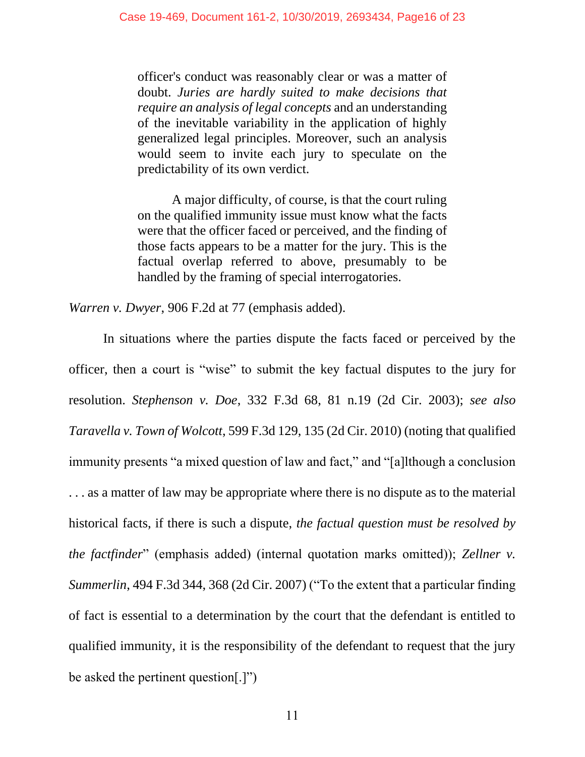> officer's conduct was reasonably clear or was a matter of doubt. *Juries are hardly suited to make decisions that require an analysis of legal concepts* and an understanding of the inevitable variability in the application of highly generalized legal principles. Moreover, such an analysis would seem to invite each jury to speculate on the predictability of its own verdict.
>
> A major difficulty, of course, is that the court ruling on the qualified immunity issue must know what the facts were that the officer faced or perceived, and the finding of those facts appears to be a matter for the jury. This is the factual overlap referred to above, presumably to be handled by the framing of special interrogatories.

*Warren v. Dwyer*, 906 F.2d at 77 (emphasis added).

In situations where the parties dispute the facts faced or perceived by the officer, then a court is "wise" to submit the key factual disputes to the jury for resolution. *Stephenson v. Doe*, 332 F.3d 68, 81 n.19 (2d Cir. 2003); *see also Taravella v. Town of Wolcott*, 599 F.3d 129, 135 (2d Cir. 2010) (noting that qualified immunity presents "a mixed question of law and fact," and "[a]lthough a conclusion . . . as a matter of law may be appropriate where there is no dispute as to the material historical facts, if there is such a dispute, *the factual question must be resolved by the factfinder*" (emphasis added) (internal quotation marks omitted)); *Zellner v. Summerlin*, 494 F.3d 344, 368 (2d Cir. 2007) ("To the extent that a particular finding of fact is essential to a determination by the court that the defendant is entitled to qualified immunity, it is the responsibility of the defendant to request that the jury be asked the pertinent question[.]")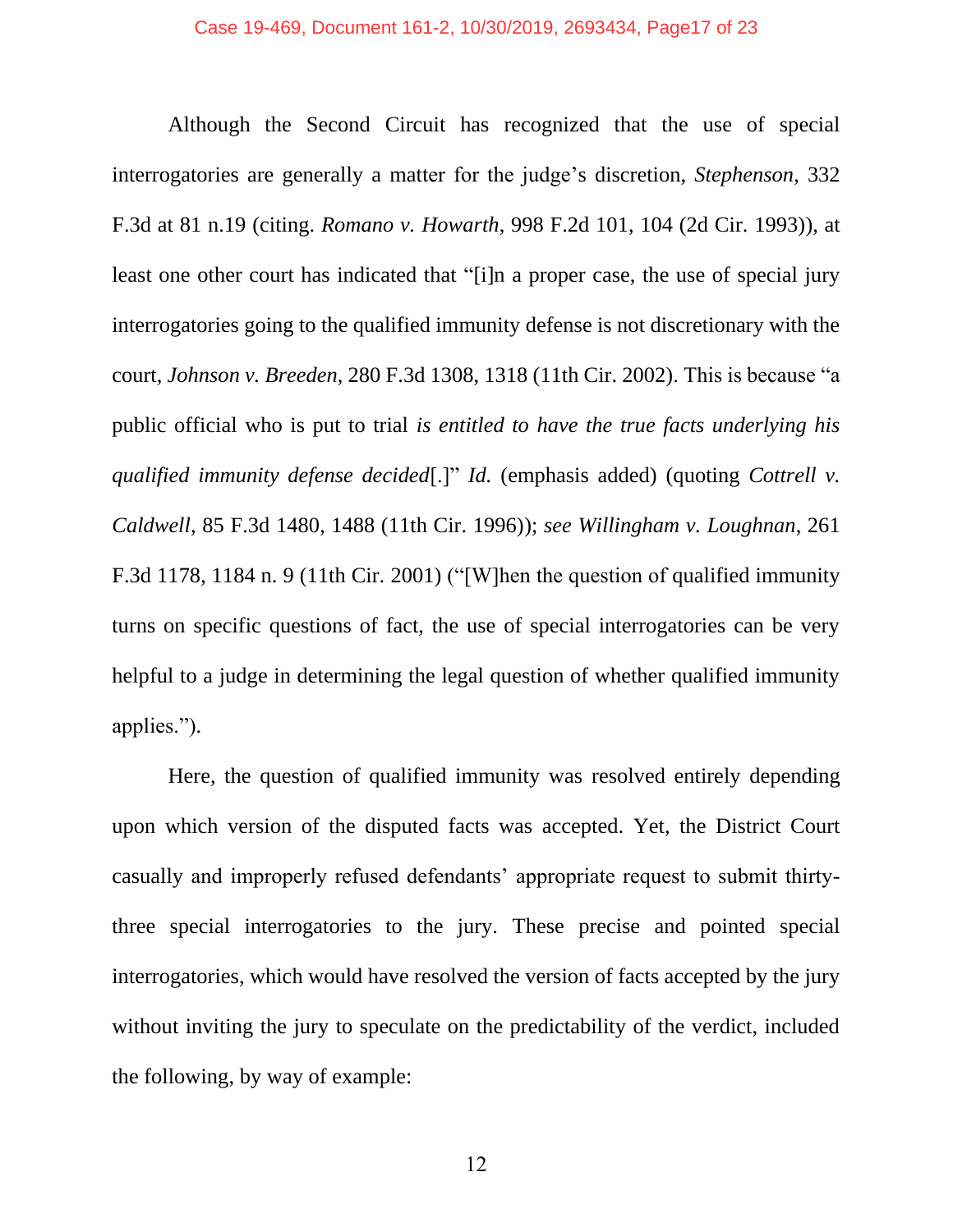Although the Second Circuit has recognized that the use of special interrogatories are generally a matter for the judge's discretion, *Stephenson*, 332 F.3d at 81 n.19 (citing. *Romano v. Howarth*, 998 F.2d 101, 104 (2d Cir. 1993)), at least one other court has indicated that "[i]n a proper case, the use of special jury interrogatories going to the qualified immunity defense is not discretionary with the court, *Johnson v. Breeden*, 280 F.3d 1308, 1318 (11th Cir. 2002). This is because "a public official who is put to trial *is entitled to have the true facts underlying his qualified immunity defense decided*[.]" *Id.* (emphasis added) (quoting *Cottrell v. Caldwell*, 85 F.3d 1480, 1488 (11th Cir. 1996)); *see Willingham v. Loughnan*, 261 F.3d 1178, 1184 n. 9 (11th Cir. 2001) ("[W]hen the question of qualified immunity turns on specific questions of fact, the use of special interrogatories can be very helpful to a judge in determining the legal question of whether qualified immunity applies.").

Here, the question of qualified immunity was resolved entirely depending upon which version of the disputed facts was accepted. Yet, the District Court casually and improperly refused defendants' appropriate request to submit thirty-three special interrogatories to the jury. These precise and pointed special interrogatories, which would have resolved the version of facts accepted by the jury without inviting the jury to speculate on the predictability of the verdict, included the following, by way of example: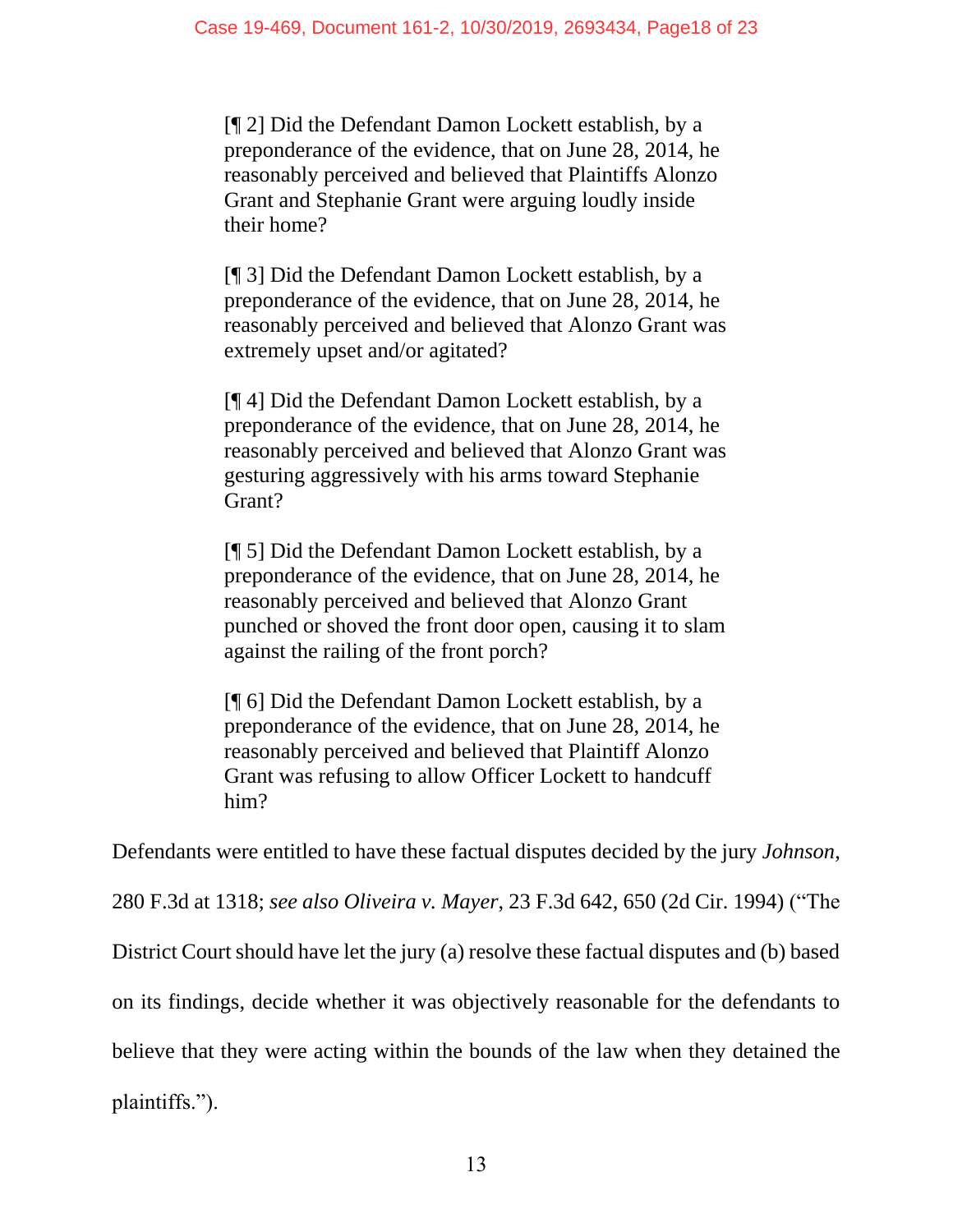> [¶ 2] Did the Defendant Damon Lockett establish, by a preponderance of the evidence, that on June 28, 2014, he reasonably perceived and believed that Plaintiffs Alonzo Grant and Stephanie Grant were arguing loudly inside their home?
>
> [¶ 3] Did the Defendant Damon Lockett establish, by a preponderance of the evidence, that on June 28, 2014, he reasonably perceived and believed that Alonzo Grant was extremely upset and/or agitated?
>
> [¶ 4] Did the Defendant Damon Lockett establish, by a preponderance of the evidence, that on June 28, 2014, he reasonably perceived and believed that Alonzo Grant was gesturing aggressively with his arms toward Stephanie Grant?
>
> [¶ 5] Did the Defendant Damon Lockett establish, by a preponderance of the evidence, that on June 28, 2014, he reasonably perceived and believed that Alonzo Grant punched or shoved the front door open, causing it to slam against the railing of the front porch?
>
> [¶ 6] Did the Defendant Damon Lockett establish, by a preponderance of the evidence, that on June 28, 2014, he reasonably perceived and believed that Plaintiff Alonzo Grant was refusing to allow Officer Lockett to handcuff him?

Defendants were entitled to have these factual disputes decided by the jury *Johnson*, 280 F.3d at 1318; *see also Oliveira v. Mayer*, 23 F.3d 642, 650 (2d Cir. 1994) ("The District Court should have let the jury (a) resolve these factual disputes and (b) based on its findings, decide whether it was objectively reasonable for the defendants to believe that they were acting within the bounds of the law when they detained the plaintiffs.").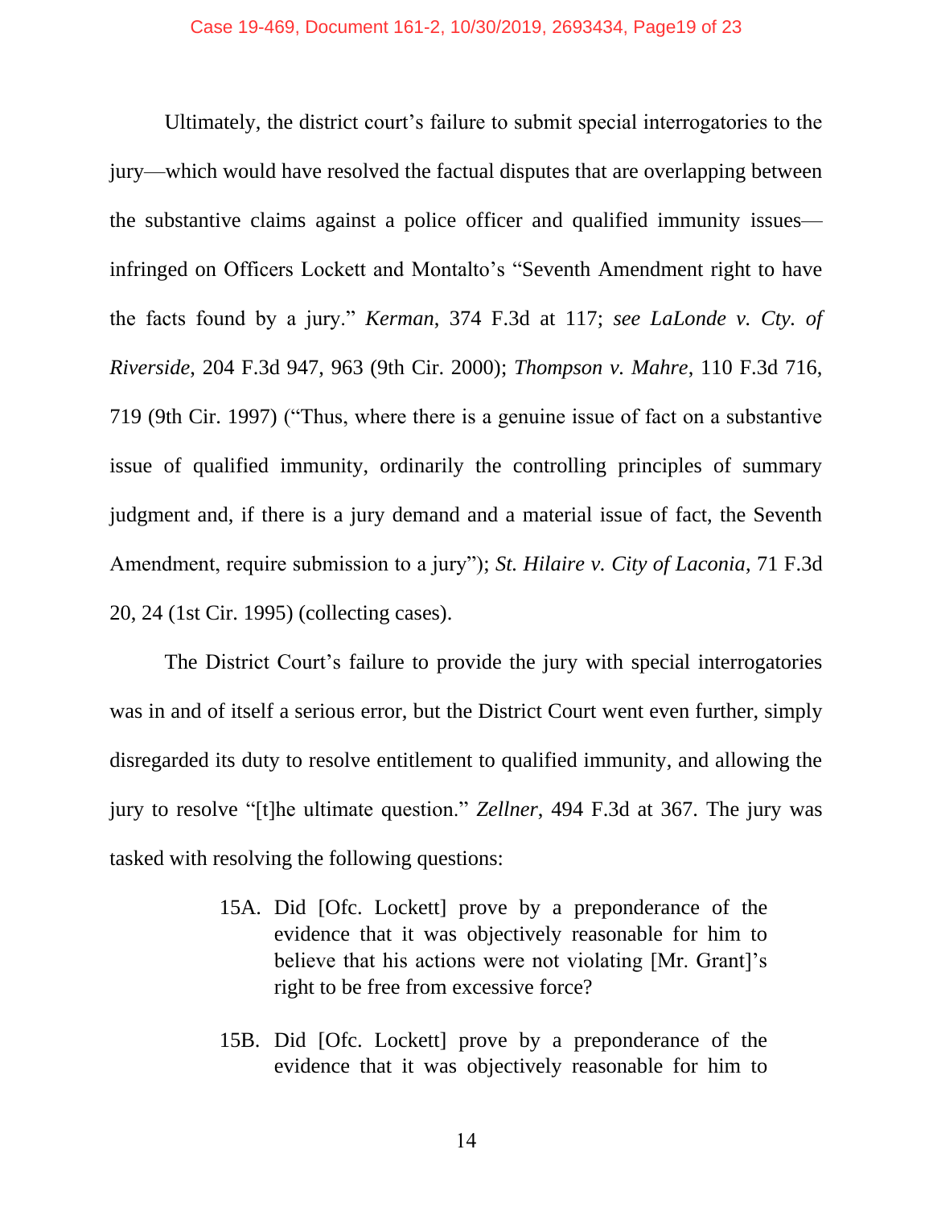Ultimately, the district court's failure to submit special interrogatories to the jury—which would have resolved the factual disputes that are overlapping between the substantive claims against a police officer and qualified immunity issues—infringed on Officers Lockett and Montalto's "Seventh Amendment right to have the facts found by a jury." *Kerman*, 374 F.3d at 117; *see LaLonde v. Cty. of Riverside*, 204 F.3d 947, 963 (9th Cir. 2000); *Thompson v. Mahre*, 110 F.3d 716, 719 (9th Cir. 1997) ("Thus, where there is a genuine issue of fact on a substantive issue of qualified immunity, ordinarily the controlling principles of summary judgment and, if there is a jury demand and a material issue of fact, the Seventh Amendment, require submission to a jury"); *St. Hilaire v. City of Laconia*, 71 F.3d 20, 24 (1st Cir. 1995) (collecting cases).

The District Court's failure to provide the jury with special interrogatories was in and of itself a serious error, but the District Court went even further, simply disregarded its duty to resolve entitlement to qualified immunity, and allowing the jury to resolve "[t]he ultimate question." *Zellner*, 494 F.3d at 367. The jury was tasked with resolving the following questions:

> 15A. Did [Ofc. Lockett] prove by a preponderance of the evidence that it was objectively reasonable for him to believe that his actions were not violating [Mr. Grant]'s right to be free from excessive force?
>
> 15B. Did [Ofc. Lockett] prove by a preponderance of the evidence that it was objectively reasonable for him to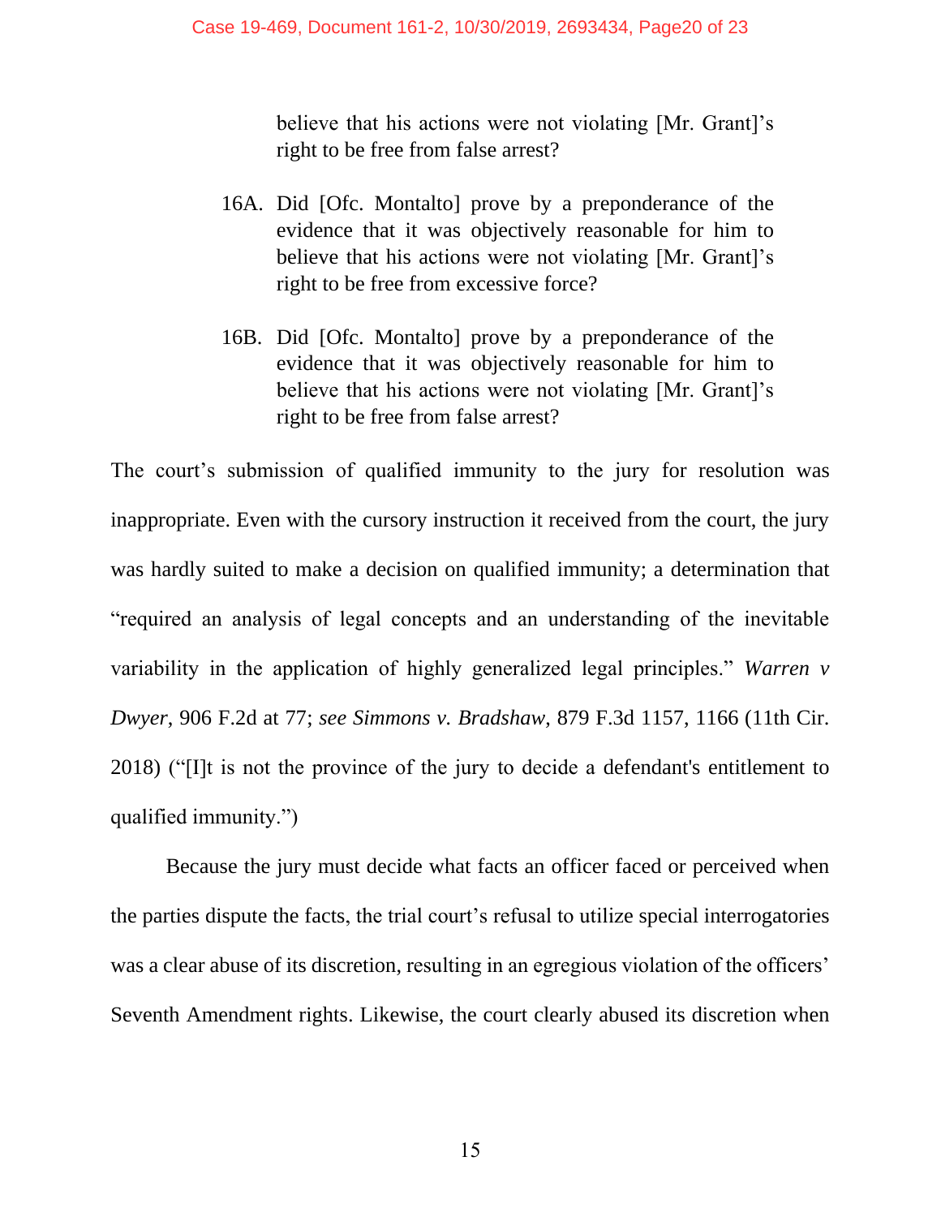believe that his actions were not violating [Mr. Grant]'s right to be free from false arrest?

16A. Did [Ofc. Montalto] prove by a preponderance of the evidence that it was objectively reasonable for him to believe that his actions were not violating [Mr. Grant]'s right to be free from excessive force?

16B. Did [Ofc. Montalto] prove by a preponderance of the evidence that it was objectively reasonable for him to believe that his actions were not violating [Mr. Grant]'s right to be free from false arrest?

The court's submission of qualified immunity to the jury for resolution was inappropriate. Even with the cursory instruction it received from the court, the jury was hardly suited to make a decision on qualified immunity; a determination that "required an analysis of legal concepts and an understanding of the inevitable variability in the application of highly generalized legal principles." *Warren v Dwyer*, 906 F.2d at 77; *see Simmons v. Bradshaw*, 879 F.3d 1157, 1166 (11th Cir. 2018) ("[I]t is not the province of the jury to decide a defendant's entitlement to qualified immunity.")

Because the jury must decide what facts an officer faced or perceived when the parties dispute the facts, the trial court's refusal to utilize special interrogatories was a clear abuse of its discretion, resulting in an egregious violation of the officers' Seventh Amendment rights. Likewise, the court clearly abused its discretion when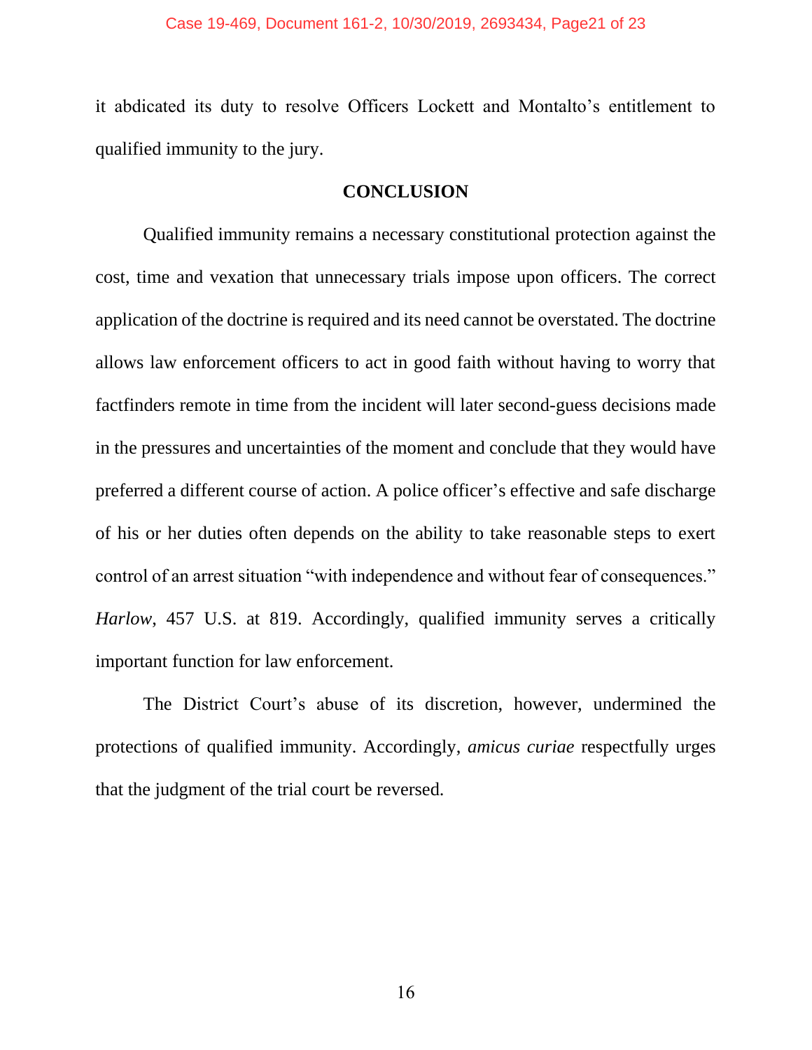it abdicated its duty to resolve Officers Lockett and Montalto's entitlement to qualified immunity to the jury.

## CONCLUSION

Qualified immunity remains a necessary constitutional protection against the cost, time and vexation that unnecessary trials impose upon officers. The correct application of the doctrine is required and its need cannot be overstated. The doctrine allows law enforcement officers to act in good faith without having to worry that factfinders remote in time from the incident will later second-guess decisions made in the pressures and uncertainties of the moment and conclude that they would have preferred a different course of action. A police officer's effective and safe discharge of his or her duties often depends on the ability to take reasonable steps to exert control of an arrest situation "with independence and without fear of consequences." *Harlow*, 457 U.S. at 819. Accordingly, qualified immunity serves a critically important function for law enforcement.

The District Court's abuse of its discretion, however, undermined the protections of qualified immunity. Accordingly, *amicus curiae* respectfully urges that the judgment of the trial court be reversed.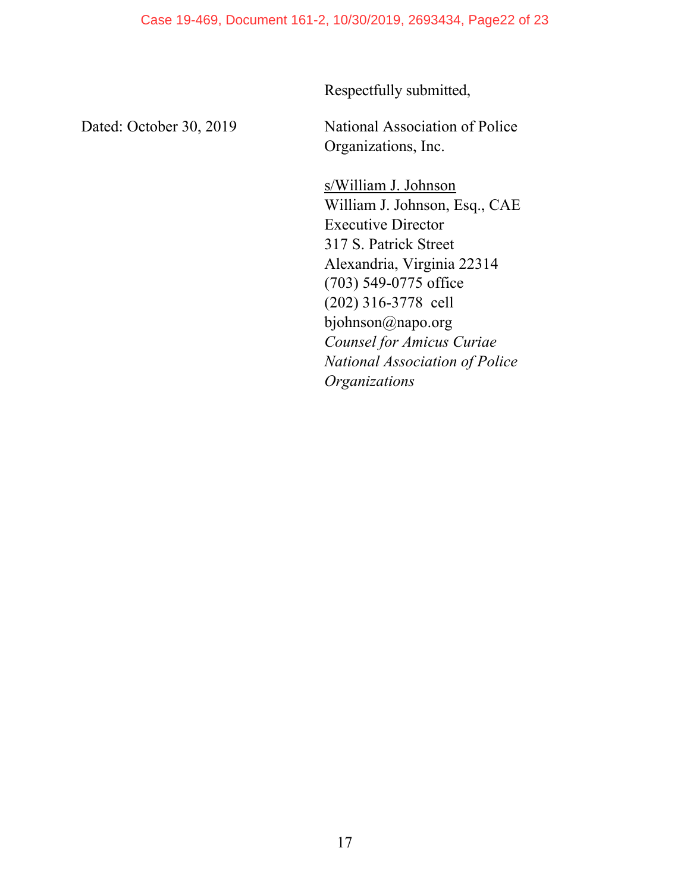Respectfully submitted,

Dated: October 30, 2019

National Association of Police Organizations, Inc.

s/William J. Johnson
William J. Johnson, Esq., CAE
Executive Director
317 S. Patrick Street
Alexandria, Virginia 22314
(703) 549-0775 office
(202) 316-3778 cell
bjohnson@napo.org
*Counsel for Amicus Curiae National Association of Police Organizations*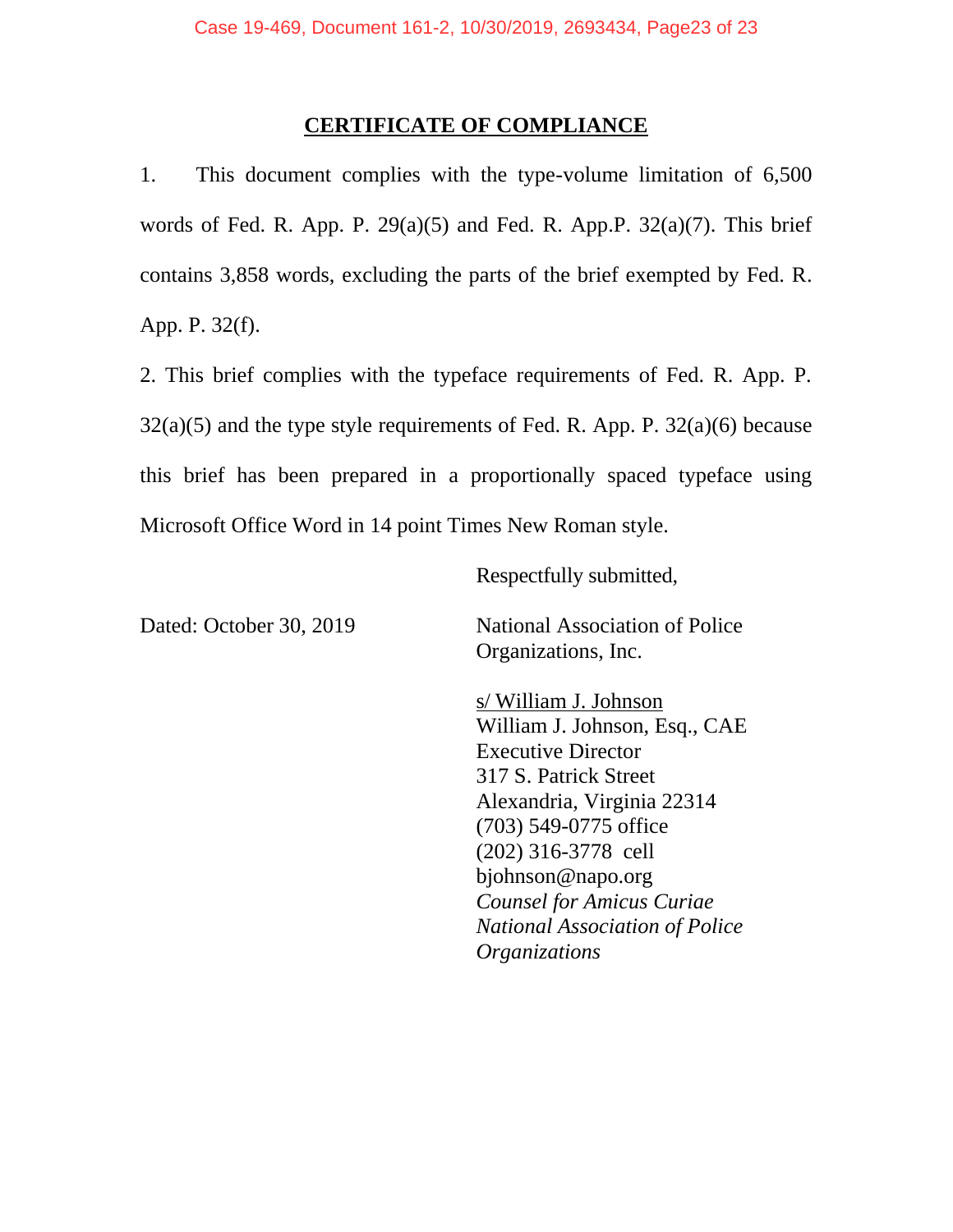**CERTIFICATE OF COMPLIANCE**

1. This document complies with the type-volume limitation of 6,500 words of Fed. R. App. P. 29(a)(5) and Fed. R. App.P. 32(a)(7). This brief contains 3,858 words, excluding the parts of the brief exempted by Fed. R. App. P. 32(f).

2. This brief complies with the typeface requirements of Fed. R. App. P. 32(a)(5) and the type style requirements of Fed. R. App. P. 32(a)(6) because this brief has been prepared in a proportionally spaced typeface using Microsoft Office Word in 14 point Times New Roman style.

Respectfully submitted,

Dated: October 30, 2019

National Association of Police Organizations, Inc.

s/ William J. Johnson
William J. Johnson, Esq., CAE
Executive Director
317 S. Patrick Street
Alexandria, Virginia 22314
(703) 549-0775 office
(202) 316-3778 cell
bjohnson@napo.org
*Counsel for Amicus Curiae National Association of Police Organizations*